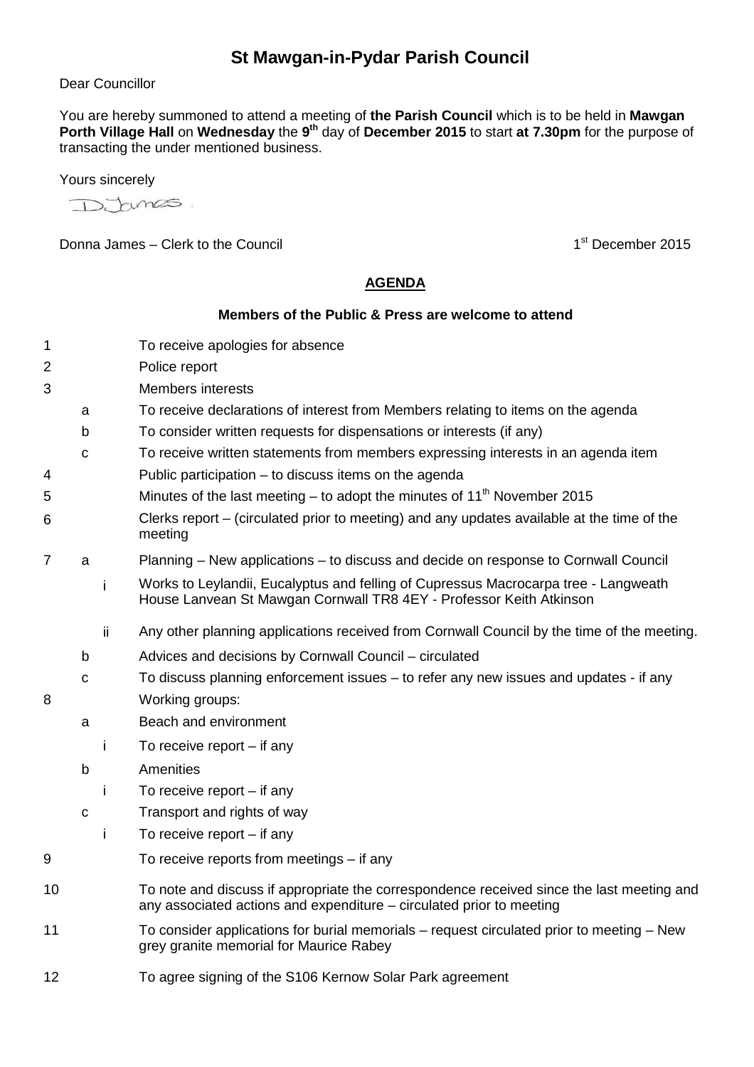# St Mawgan-in-Pydar Parish Council

Dear Councillor

You are hereby summoned to attend a meeting of **the Parish Council** which is to be held in **Mawgan Porth Village Hall** on **Wednesday** the **9th** day of **December 2015** to start **at 7.30pm** for the purpose of transacting the under mentioned business.

Yours sincerely

D James

Donna James – Clerk to the Council

1st December 2015

## AGENDA

**Members of the Public & Press are welcome to attend**

1. To receive apologies for absence
2. Police report
3. Members interests
   - a. To receive declarations of interest from Members relating to items on the agenda
   - b. To consider written requests for dispensations or interests (if any)
   - c. To receive written statements from members expressing interests in an agenda item
4. Public participation – to discuss items on the agenda
5. Minutes of the last meeting – to adopt the minutes of 11th November 2015
6. Clerks report – (circulated prior to meeting) and any updates available at the time of the meeting
7. a. Planning – New applications – to discuss and decide on response to Cornwall Council
      - i. Works to Leylandii, Eucalyptus and felling of Cupressus Macrocarpa tree - Langweath House Lanvean St Mawgan Cornwall TR8 4EY - Professor Keith Atkinson
      - ii. Any other planning applications received from Cornwall Council by the time of the meeting.
   - b. Advices and decisions by Cornwall Council – circulated
   - c. To discuss planning enforcement issues – to refer any new issues and updates - if any
8. Working groups:
   - a. Beach and environment
      - i. To receive report – if any
   - b. Amenities
      - i. To receive report – if any
   - c. Transport and rights of way
      - i. To receive report – if any
9. To receive reports from meetings – if any
10. To note and discuss if appropriate the correspondence received since the last meeting and any associated actions and expenditure – circulated prior to meeting
11. To consider applications for burial memorials – request circulated prior to meeting – New grey granite memorial for Maurice Rabey
12. To agree signing of the S106 Kernow Solar Park agreement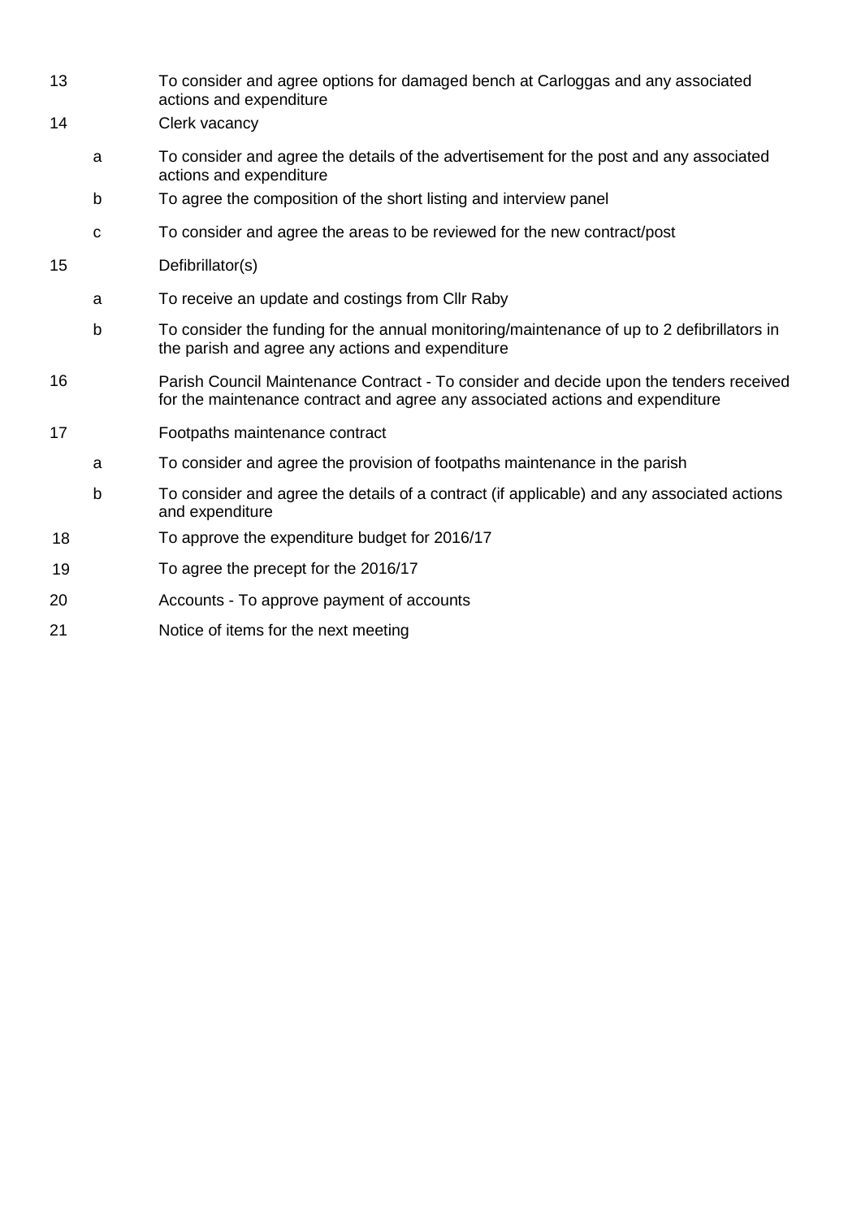13 To consider and agree options for damaged bench at Carloggas and any associated actions and expenditure

14 Clerk vacancy

- a To consider and agree the details of the advertisement for the post and any associated actions and expenditure
- b To agree the composition of the short listing and interview panel
- c To consider and agree the areas to be reviewed for the new contract/post

15 Defibrillator(s)

- a To receive an update and costings from Cllr Raby
- b To consider the funding for the annual monitoring/maintenance of up to 2 defibrillators in the parish and agree any actions and expenditure

16 Parish Council Maintenance Contract - To consider and decide upon the tenders received for the maintenance contract and agree any associated actions and expenditure

17 Footpaths maintenance contract

- a To consider and agree the provision of footpaths maintenance in the parish
- b To consider and agree the details of a contract (if applicable) and any associated actions and expenditure

18 To approve the expenditure budget for 2016/17

19 To agree the precept for the 2016/17

20 Accounts - To approve payment of accounts

21 Notice of items for the next meeting